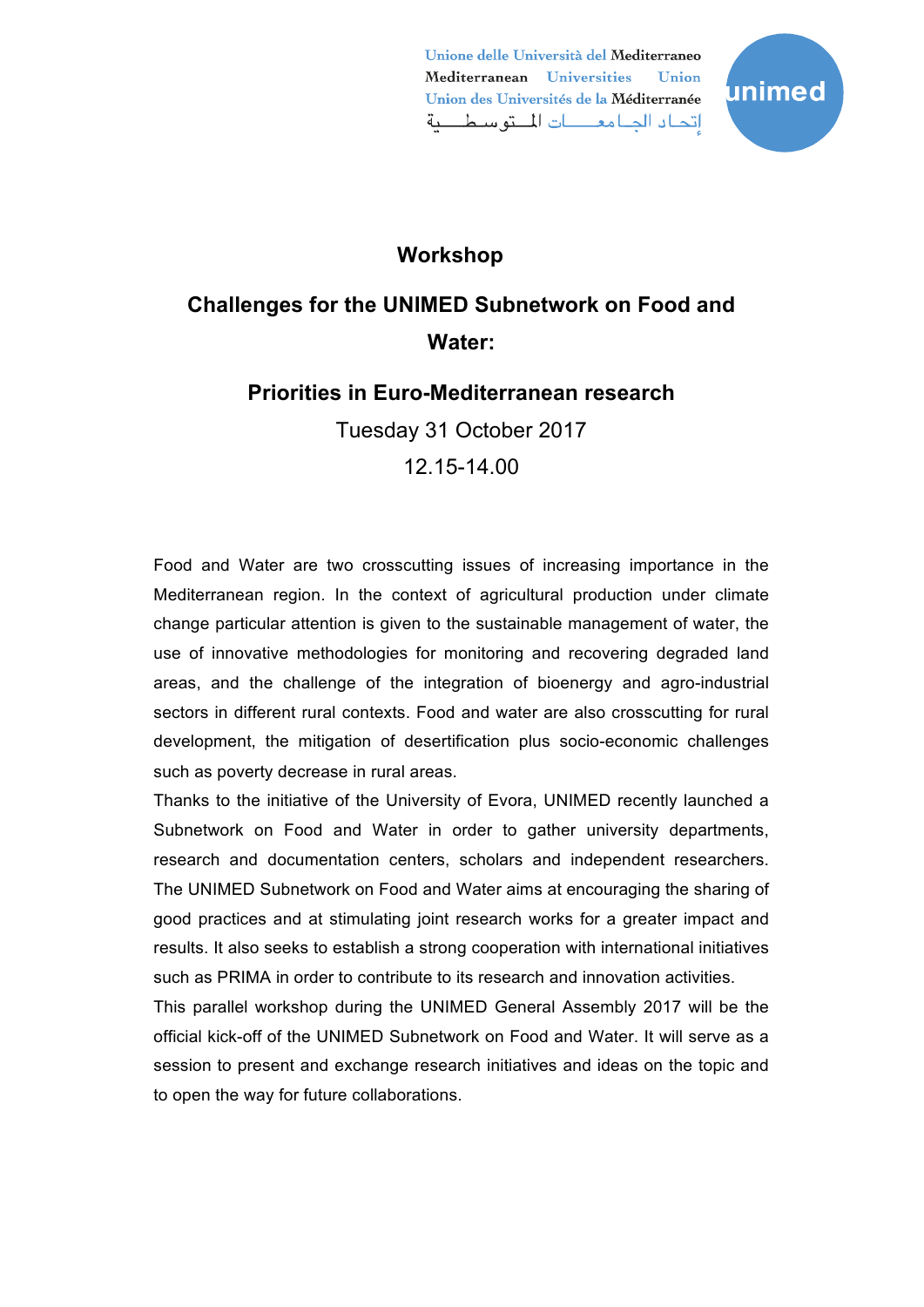Unione delle Università del Mediterraneo
Mediterranean Universities Union
Union des Universités de la Méditerranée
إتحاد الجامعات المتوسطية

unimed

# Workshop

## Challenges for the UNIMED Subnetwork on Food and Water:

## Priorities in Euro-Mediterranean research

Tuesday 31 October 2017

12.15-14.00

Food and Water are two crosscutting issues of increasing importance in the Mediterranean region. In the context of agricultural production under climate change particular attention is given to the sustainable management of water, the use of innovative methodologies for monitoring and recovering degraded land areas, and the challenge of the integration of bioenergy and agro-industrial sectors in different rural contexts. Food and water are also crosscutting for rural development, the mitigation of desertification plus socio-economic challenges such as poverty decrease in rural areas.

Thanks to the initiative of the University of Evora, UNIMED recently launched a Subnetwork on Food and Water in order to gather university departments, research and documentation centers, scholars and independent researchers. The UNIMED Subnetwork on Food and Water aims at encouraging the sharing of good practices and at stimulating joint research works for a greater impact and results. It also seeks to establish a strong cooperation with international initiatives such as PRIMA in order to contribute to its research and innovation activities.

This parallel workshop during the UNIMED General Assembly 2017 will be the official kick-off of the UNIMED Subnetwork on Food and Water. It will serve as a session to present and exchange research initiatives and ideas on the topic and to open the way for future collaborations.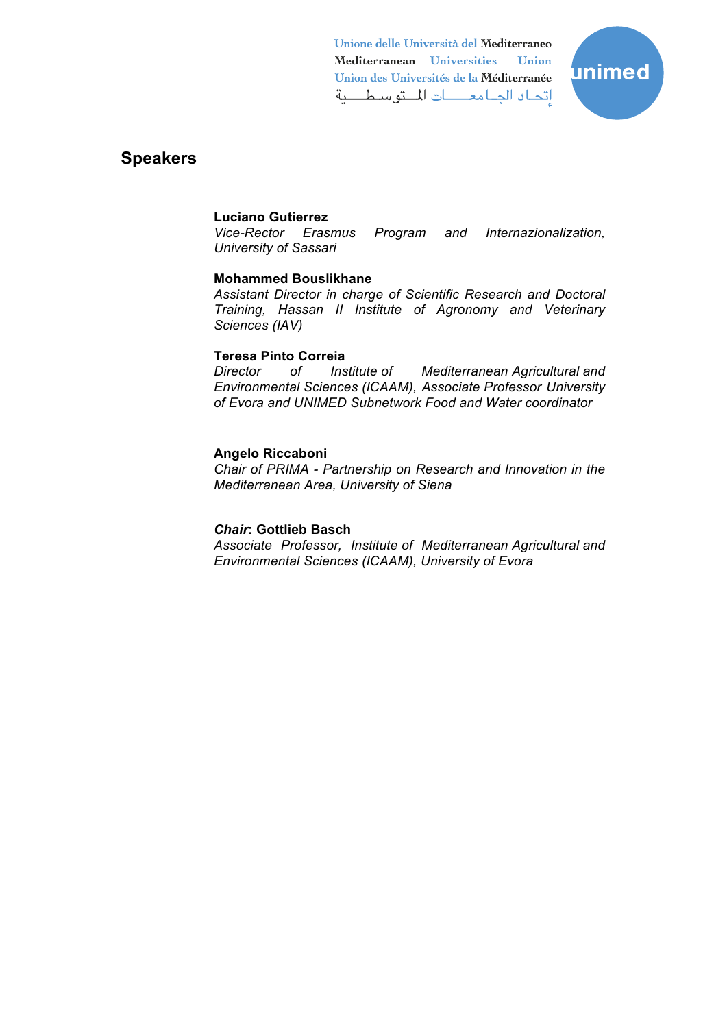## Speakers

**Luciano Gutierrez**
*Vice-Rector Erasmus Program and Internazionalization, University of Sassari*

**Mohammed Bouslikhane**
*Assistant Director in charge of Scientific Research and Doctoral Training, Hassan II Institute of Agronomy and Veterinary Sciences (IAV)*

**Teresa Pinto Correia**
*Director of Institute of Mediterranean Agricultural and Environmental Sciences (ICAAM), Associate Professor University of Evora and UNIMED Subnetwork Food and Water coordinator*

**Angelo Riccaboni**
*Chair of PRIMA - Partnership on Research and Innovation in the Mediterranean Area, University of Siena*

***Chair*: Gottlieb Basch**
*Associate Professor, Institute of Mediterranean Agricultural and Environmental Sciences (ICAAM), University of Evora*